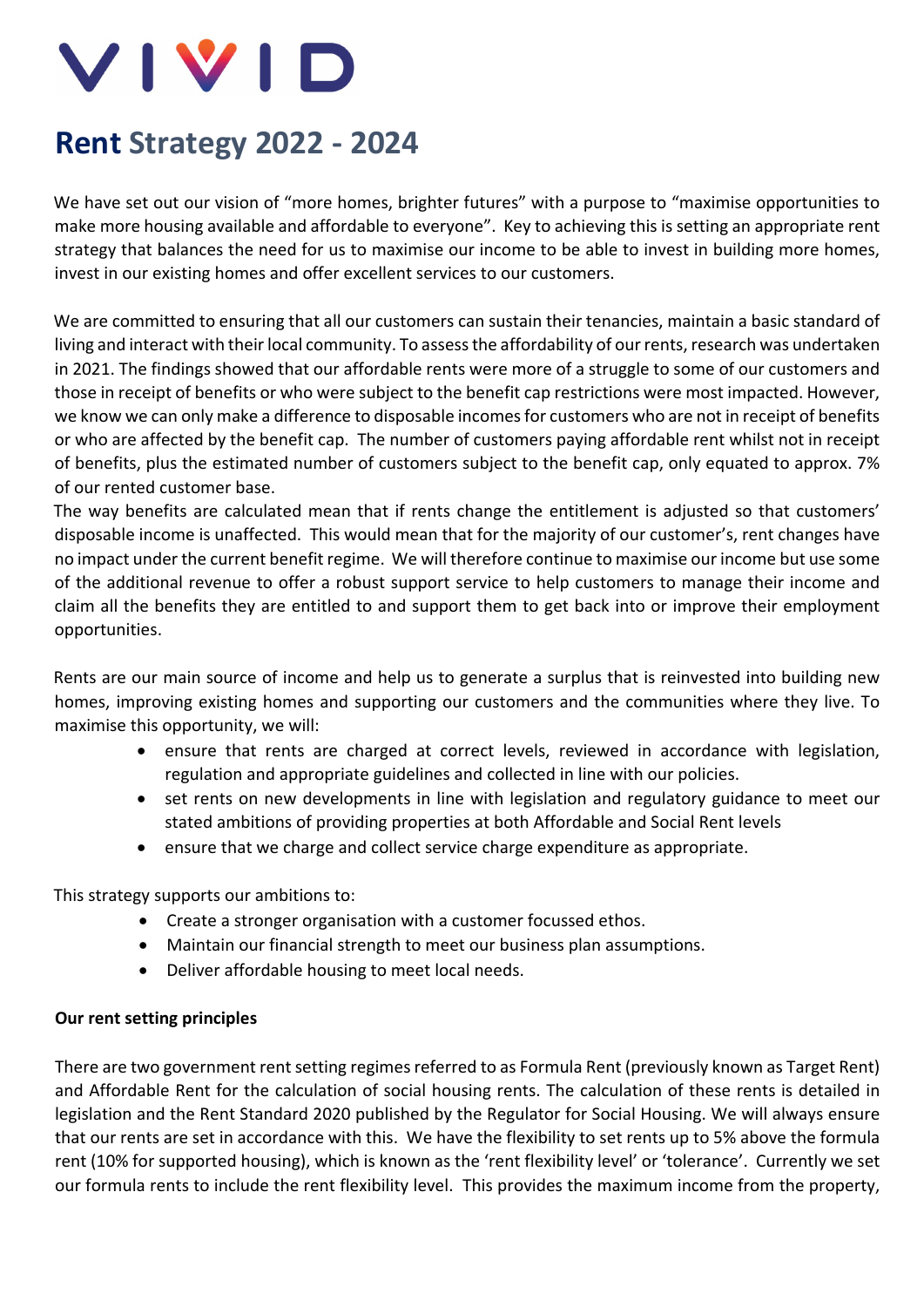# VIVID

# Rent Strategy 2022 - 2024

We have set out our vision of "more homes, brighter futures" with a purpose to "maximise opportunities to make more housing available and affordable to everyone". Key to achieving this is setting an appropriate rent strategy that balances the need for us to maximise our income to be able to invest in building more homes, invest in our existing homes and offer excellent services to our customers.

We are committed to ensuring that all our customers can sustain their tenancies, maintain a basic standard of living and interact with their local community. To assess the affordability of our rents, research was undertaken in 2021. The findings showed that our affordable rents were more of a struggle to some of our customers and those in receipt of benefits or who were subject to the benefit cap restrictions were most impacted. However, we know we can only make a difference to disposable incomes for customers who are not in receipt of benefits or who are affected by the benefit cap. The number of customers paying affordable rent whilst not in receipt of benefits, plus the estimated number of customers subject to the benefit cap, only equated to approx. 7% of our rented customer base.

The way benefits are calculated mean that if rents change the entitlement is adjusted so that customers' disposable income is unaffected. This would mean that for the majority of our customer's, rent changes have no impact under the current benefit regime. We will therefore continue to maximise our income but use some of the additional revenue to offer a robust support service to help customers to manage their income and claim all the benefits they are entitled to and support them to get back into or improve their employment opportunities.

Rents are our main source of income and help us to generate a surplus that is reinvested into building new homes, improving existing homes and supporting our customers and the communities where they live. To maximise this opportunity, we will:

- ensure that rents are charged at correct levels, reviewed in accordance with legislation, regulation and appropriate guidelines and collected in line with our policies.
- set rents on new developments in line with legislation and regulatory guidance to meet our stated ambitions of providing properties at both Affordable and Social Rent levels
- ensure that we charge and collect service charge expenditure as appropriate.

This strategy supports our ambitions to:

- Create a stronger organisation with a customer focussed ethos.
- Maintain our financial strength to meet our business plan assumptions.
- Deliver affordable housing to meet local needs.

**Our rent setting principles**

There are two government rent setting regimes referred to as Formula Rent (previously known as Target Rent) and Affordable Rent for the calculation of social housing rents. The calculation of these rents is detailed in legislation and the Rent Standard 2020 published by the Regulator for Social Housing. We will always ensure that our rents are set in accordance with this. We have the flexibility to set rents up to 5% above the formula rent (10% for supported housing), which is known as the 'rent flexibility level' or 'tolerance'. Currently we set our formula rents to include the rent flexibility level. This provides the maximum income from the property,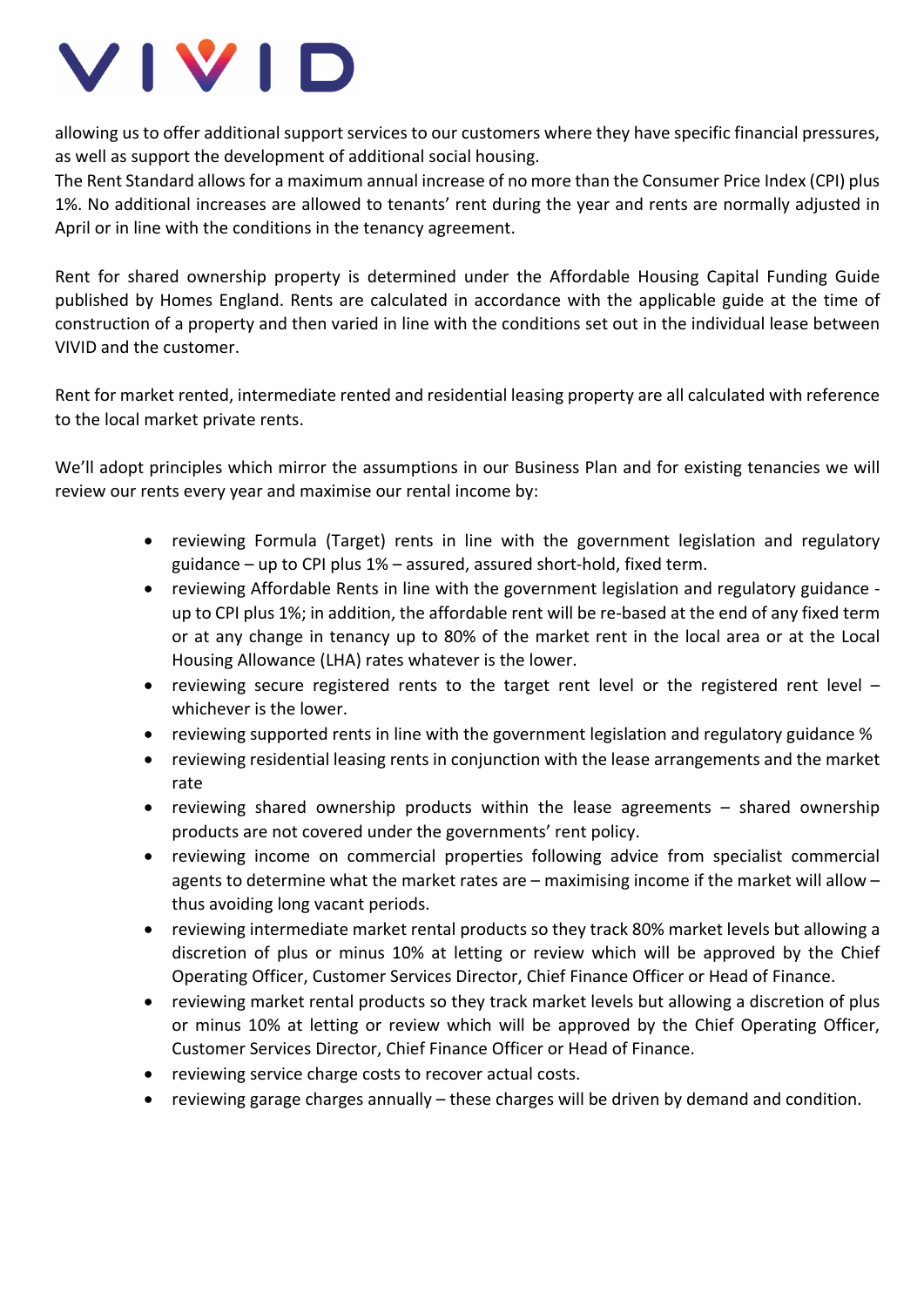allowing us to offer additional support services to our customers where they have specific financial pressures, as well as support the development of additional social housing.
The Rent Standard allows for a maximum annual increase of no more than the Consumer Price Index (CPI) plus 1%. No additional increases are allowed to tenants' rent during the year and rents are normally adjusted in April or in line with the conditions in the tenancy agreement.

Rent for shared ownership property is determined under the Affordable Housing Capital Funding Guide published by Homes England. Rents are calculated in accordance with the applicable guide at the time of construction of a property and then varied in line with the conditions set out in the individual lease between VIVID and the customer.

Rent for market rented, intermediate rented and residential leasing property are all calculated with reference to the local market private rents.

We'll adopt principles which mirror the assumptions in our Business Plan and for existing tenancies we will review our rents every year and maximise our rental income by:

- reviewing Formula (Target) rents in line with the government legislation and regulatory guidance – up to CPI plus 1% – assured, assured short-hold, fixed term.
- reviewing Affordable Rents in line with the government legislation and regulatory guidance - up to CPI plus 1%; in addition, the affordable rent will be re-based at the end of any fixed term or at any change in tenancy up to 80% of the market rent in the local area or at the Local Housing Allowance (LHA) rates whatever is the lower.
- reviewing secure registered rents to the target rent level or the registered rent level – whichever is the lower.
- reviewing supported rents in line with the government legislation and regulatory guidance %
- reviewing residential leasing rents in conjunction with the lease arrangements and the market rate
- reviewing shared ownership products within the lease agreements – shared ownership products are not covered under the governments' rent policy.
- reviewing income on commercial properties following advice from specialist commercial agents to determine what the market rates are – maximising income if the market will allow – thus avoiding long vacant periods.
- reviewing intermediate market rental products so they track 80% market levels but allowing a discretion of plus or minus 10% at letting or review which will be approved by the Chief Operating Officer, Customer Services Director, Chief Finance Officer or Head of Finance.
- reviewing market rental products so they track market levels but allowing a discretion of plus or minus 10% at letting or review which will be approved by the Chief Operating Officer, Customer Services Director, Chief Finance Officer or Head of Finance.
- reviewing service charge costs to recover actual costs.
- reviewing garage charges annually – these charges will be driven by demand and condition.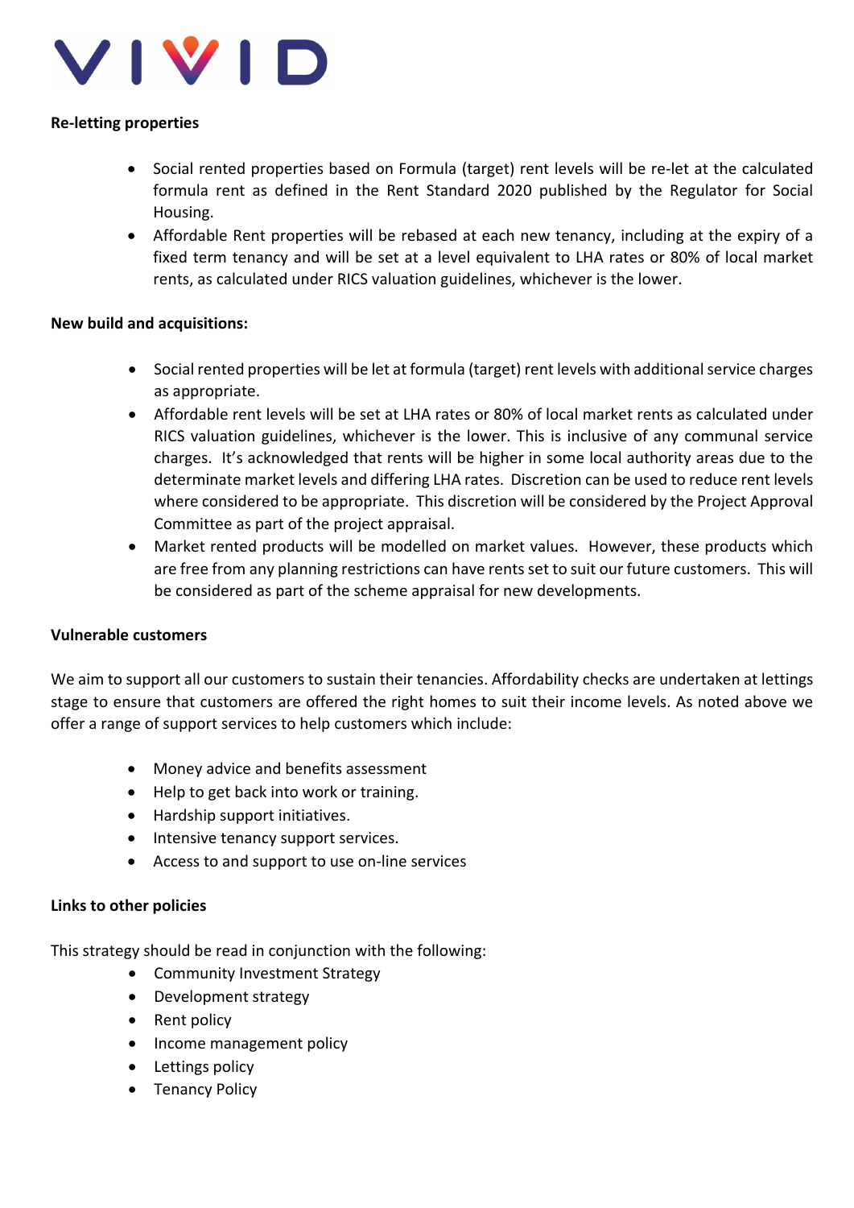**Re-letting properties**

- Social rented properties based on Formula (target) rent levels will be re-let at the calculated formula rent as defined in the Rent Standard 2020 published by the Regulator for Social Housing.
- Affordable Rent properties will be rebased at each new tenancy, including at the expiry of a fixed term tenancy and will be set at a level equivalent to LHA rates or 80% of local market rents, as calculated under RICS valuation guidelines, whichever is the lower.

**New build and acquisitions:**

- Social rented properties will be let at formula (target) rent levels with additional service charges as appropriate.
- Affordable rent levels will be set at LHA rates or 80% of local market rents as calculated under RICS valuation guidelines, whichever is the lower. This is inclusive of any communal service charges. It's acknowledged that rents will be higher in some local authority areas due to the determinate market levels and differing LHA rates. Discretion can be used to reduce rent levels where considered to be appropriate. This discretion will be considered by the Project Approval Committee as part of the project appraisal.
- Market rented products will be modelled on market values. However, these products which are free from any planning restrictions can have rents set to suit our future customers. This will be considered as part of the scheme appraisal for new developments.

**Vulnerable customers**

We aim to support all our customers to sustain their tenancies. Affordability checks are undertaken at lettings stage to ensure that customers are offered the right homes to suit their income levels. As noted above we offer a range of support services to help customers which include:

- Money advice and benefits assessment
- Help to get back into work or training.
- Hardship support initiatives.
- Intensive tenancy support services.
- Access to and support to use on-line services

**Links to other policies**

This strategy should be read in conjunction with the following:

- Community Investment Strategy
- Development strategy
- Rent policy
- Income management policy
- Lettings policy
- Tenancy Policy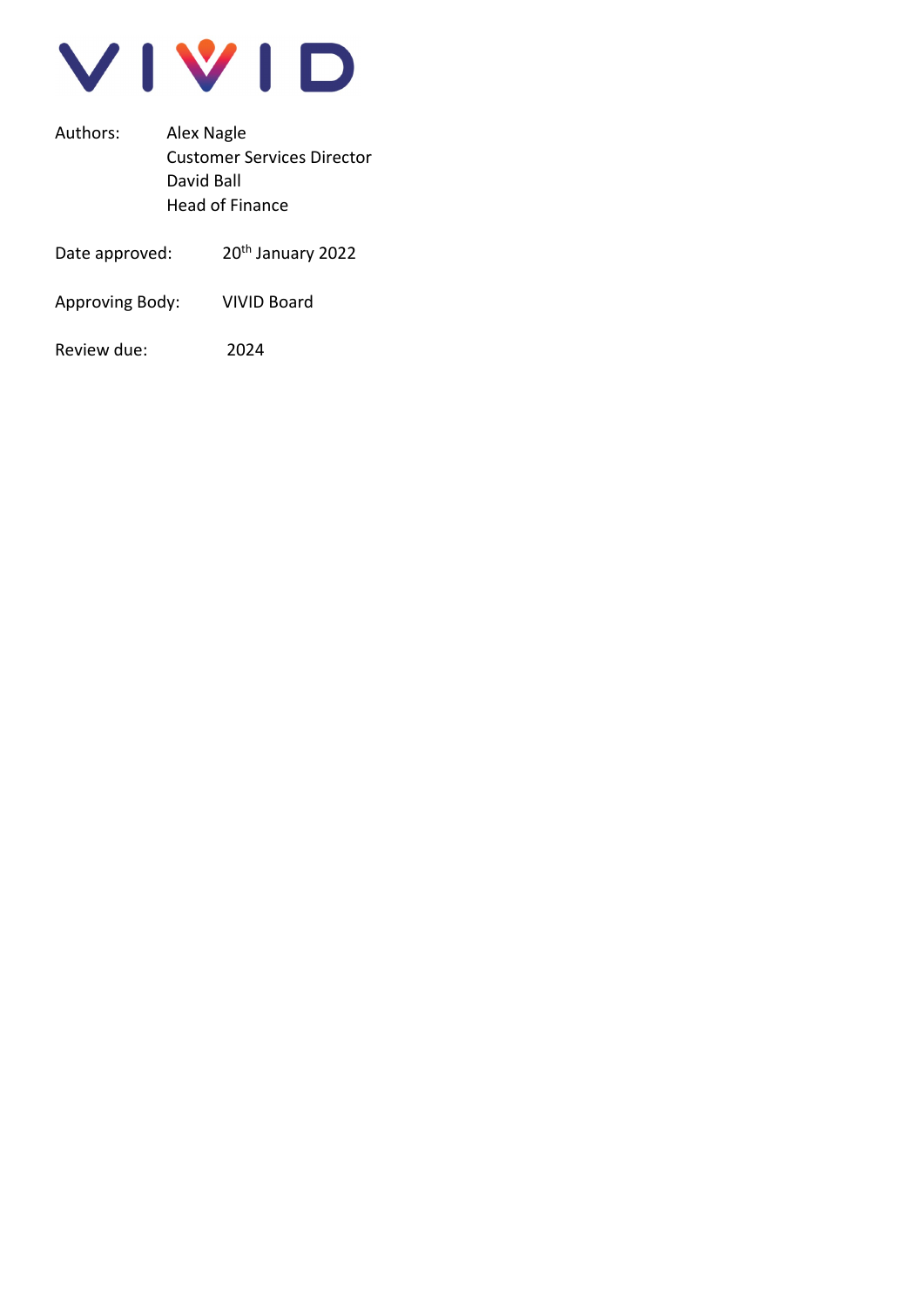VIVID

| | |
|---|---|
| Authors: | Alex Nagle<br>Customer Services Director<br>David Ball<br>Head of Finance |
| Date approved: | 20th January 2022 |
| Approving Body: | VIVID Board |
| Review due: | 2024 |